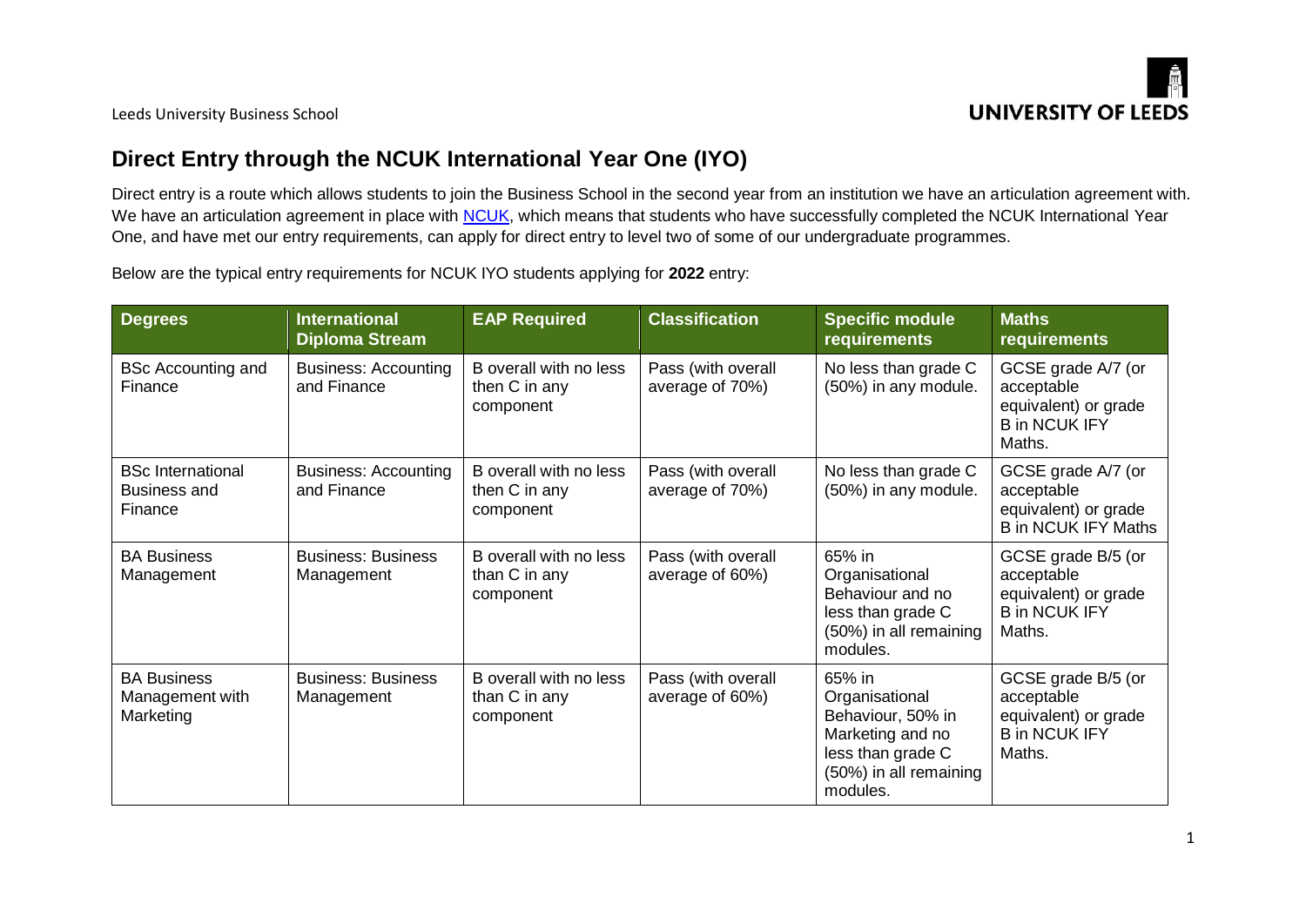# Direct Entry through the NCUK International Year One (IYO)

Direct entry is a route which allows students to join the Business School in the second year from an institution we have an articulation agreement with. We have an articulation agreement in place with NCUK, which means that students who have successfully completed the NCUK International Year One, and have met our entry requirements, can apply for direct entry to level two of some of our undergraduate programmes.

Below are the typical entry requirements for NCUK IYO students applying for **2022** entry:

| Degrees | International Diploma Stream | EAP Required | Classification | Specific module requirements | Maths requirements |
|---|---|---|---|---|---|
| BSc Accounting and Finance | Business: Accounting and Finance | B overall with no less then C in any component | Pass (with overall average of 70%) | No less than grade C (50%) in any module. | GCSE grade A/7 (or acceptable equivalent) or grade B in NCUK IFY Maths. |
| BSc International Business and Finance | Business: Accounting and Finance | B overall with no less then C in any component | Pass (with overall average of 70%) | No less than grade C (50%) in any module. | GCSE grade A/7 (or acceptable equivalent) or grade B in NCUK IFY Maths |
| BA Business Management | Business: Business Management | B overall with no less than C in any component | Pass (with overall average of 60%) | 65% in Organisational Behaviour and no less than grade C (50%) in all remaining modules. | GCSE grade B/5 (or acceptable equivalent) or grade B in NCUK IFY Maths. |
| BA Business Management with Marketing | Business: Business Management | B overall with no less than C in any component | Pass (with overall average of 60%) | 65% in Organisational Behaviour, 50% in Marketing and no less than grade C (50%) in all remaining modules. | GCSE grade B/5 (or acceptable equivalent) or grade B in NCUK IFY Maths. |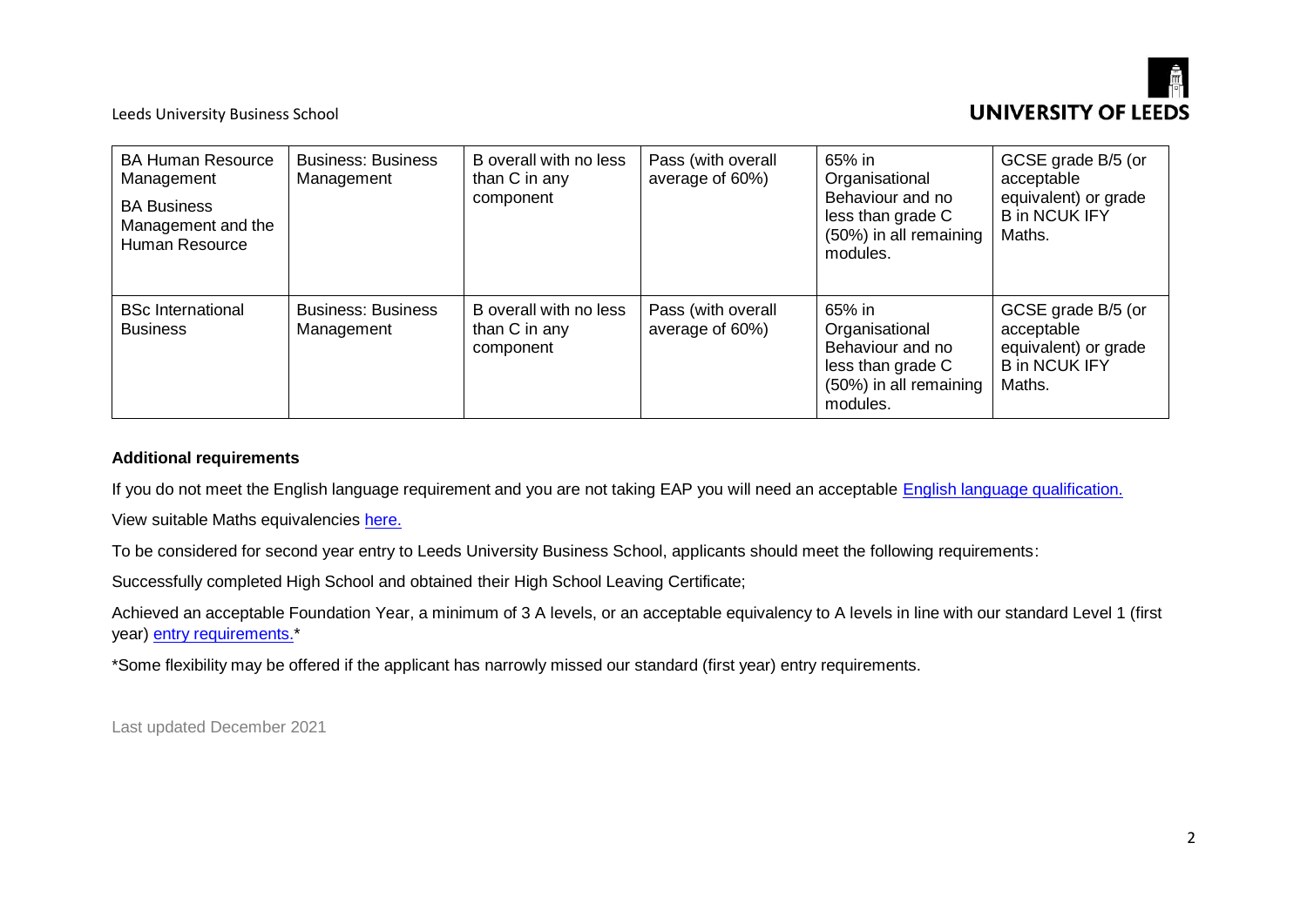| | | | | | |
|---|---|---|---|---|---|
| BA Human Resource Management<br>BA Business Management and the Human Resource | Business: Business Management | B overall with no less than C in any component | Pass (with overall average of 60%) | 65% in Organisational Behaviour and no less than grade C (50%) in all remaining modules. | GCSE grade B/5 (or acceptable equivalent) or grade B in NCUK IFY Maths. |
| BSc International Business | Business: Business Management | B overall with no less than C in any component | Pass (with overall average of 60%) | 65% in Organisational Behaviour and no less than grade C (50%) in all remaining modules. | GCSE grade B/5 (or acceptable equivalent) or grade B in NCUK IFY Maths. |

**Additional requirements**

If you do not meet the English language requirement and you are not taking EAP you will need an acceptable English language qualification.

View suitable Maths equivalencies here.

To be considered for second year entry to Leeds University Business School, applicants should meet the following requirements:

Successfully completed High School and obtained their High School Leaving Certificate;

Achieved an acceptable Foundation Year, a minimum of 3 A levels, or an acceptable equivalency to A levels in line with our standard Level 1 (first year) entry requirements.*

*Some flexibility may be offered if the applicant has narrowly missed our standard (first year) entry requirements.

Last updated December 2021